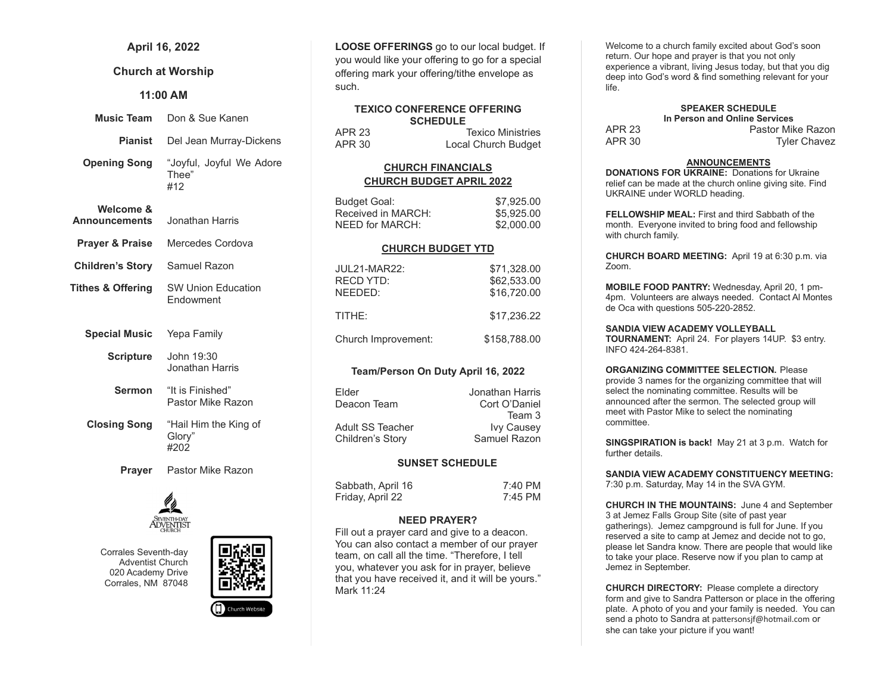## April 16, 2022

## Church at Worship

## 11:00 AM

| | |
|---|---|
| **Music Team** | Don & Sue Kanen |
| **Pianist** | Del Jean Murray-Dickens |
| **Opening Song** | "Joyful, Joyful We Adore Thee" #12 |
| **Welcome & Announcements** | Jonathan Harris |
| **Prayer & Praise** | Mercedes Cordova |
| **Children's Story** | Samuel Razon |
| **Tithes & Offering** | SW Union Education Endowment |
| **Special Music** | Yepa Family |
| **Scripture** | John 19:30 Jonathan Harris |
| **Sermon** | "It is Finished" Pastor Mike Razon |
| **Closing Song** | "Hail Him the King of Glory" #202 |
| **Prayer** | Pastor Mike Razon |

Seventh-day Adventist Church

Corrales Seventh-day Adventist Church
020 Academy Drive
Corrales, NM 87048

Church Website

**LOOSE OFFERINGS** go to our local budget. If you would like your offering to go for a special offering mark your offering/tithe envelope as such.

**TEXICO CONFERENCE OFFERING SCHEDULE**

| | |
|---|---|
| APR 23 | Texico Ministries |
| APR 30 | Local Church Budget |

**CHURCH FINANCIALS**

**CHURCH BUDGET APRIL 2022**

| | |
|---|---|
| Budget Goal: | $7,925.00 |
| Received in MARCH: | $5,925.00 |
| NEED for MARCH: | $2,000.00 |

**CHURCH BUDGET YTD**

| | |
|---|---|
| JUL21-MAR22: | $71,328.00 |
| RECD YTD: | $62,533.00 |
| NEEDED: | $16,720.00 |
| TITHE: | $17,236.22 |
| Church Improvement: | $158,788.00 |

**Team/Person On Duty April 16, 2022**

| | |
|---|---|
| Elder | Jonathan Harris |
| Deacon Team | Cort O'Daniel Team 3 |
| Adult SS Teacher | Ivy Causey |
| Children's Story | Samuel Razon |

**SUNSET SCHEDULE**

| | |
|---|---|
| Sabbath, April 16 | 7:40 PM |
| Friday, April 22 | 7:45 PM |

**NEED PRAYER?**

Fill out a prayer card and give to a deacon. You can also contact a member of our prayer team, on call all the time. "Therefore, I tell you, whatever you ask for in prayer, believe that you have received it, and it will be yours." Mark 11:24

Welcome to a church family excited about God's soon return. Our hope and prayer is that you not only experience a vibrant, living Jesus today, but that you dig deep into God's word & find something relevant for your life.

**SPEAKER SCHEDULE**
**In Person and Online Services**

| | |
|---|---|
| APR 23 | Pastor Mike Razon |
| APR 30 | Tyler Chavez |

**ANNOUNCEMENTS**

**DONATIONS FOR UKRAINE:** Donations for Ukraine relief can be made at the church online giving site. Find UKRAINE under WORLD heading.

**FELLOWSHIP MEAL:** First and third Sabbath of the month. Everyone invited to bring food and fellowship with church family.

**CHURCH BOARD MEETING:** April 19 at 6:30 p.m. via Zoom.

**MOBILE FOOD PANTRY:** Wednesday, April 20, 1 pm-4pm. Volunteers are always needed. Contact Al Montes de Oca with questions 505-220-2852.

**SANDIA VIEW ACADEMY VOLLEYBALL TOURNAMENT:** April 24. For players 14UP. $3 entry. INFO 424-264-8381.

**ORGANIZING COMMITTEE SELECTION.** Please provide 3 names for the organizing committee that will select the nominating committee. Results will be announced after the sermon. The selected group will meet with Pastor Mike to select the nominating committee.

**SINGSPIRATION is back!** May 21 at 3 p.m. Watch for further details.

**SANDIA VIEW ACADEMY CONSTITUENCY MEETING:** 7:30 p.m. Saturday, May 14 in the SVA GYM.

**CHURCH IN THE MOUNTAINS:** June 4 and September 3 at Jemez Falls Group Site (site of past year gatherings). Jemez campground is full for June. If you reserved a site to camp at Jemez and decide not to go, please let Sandra know. There are people that would like to take your place. Reserve now if you plan to camp at Jemez in September.

**CHURCH DIRECTORY:** Please complete a directory form and give to Sandra Patterson or place in the offering plate. A photo of you and your family is needed. You can send a photo to Sandra at pattersonsjf@hotmail.com or she can take your picture if you want!